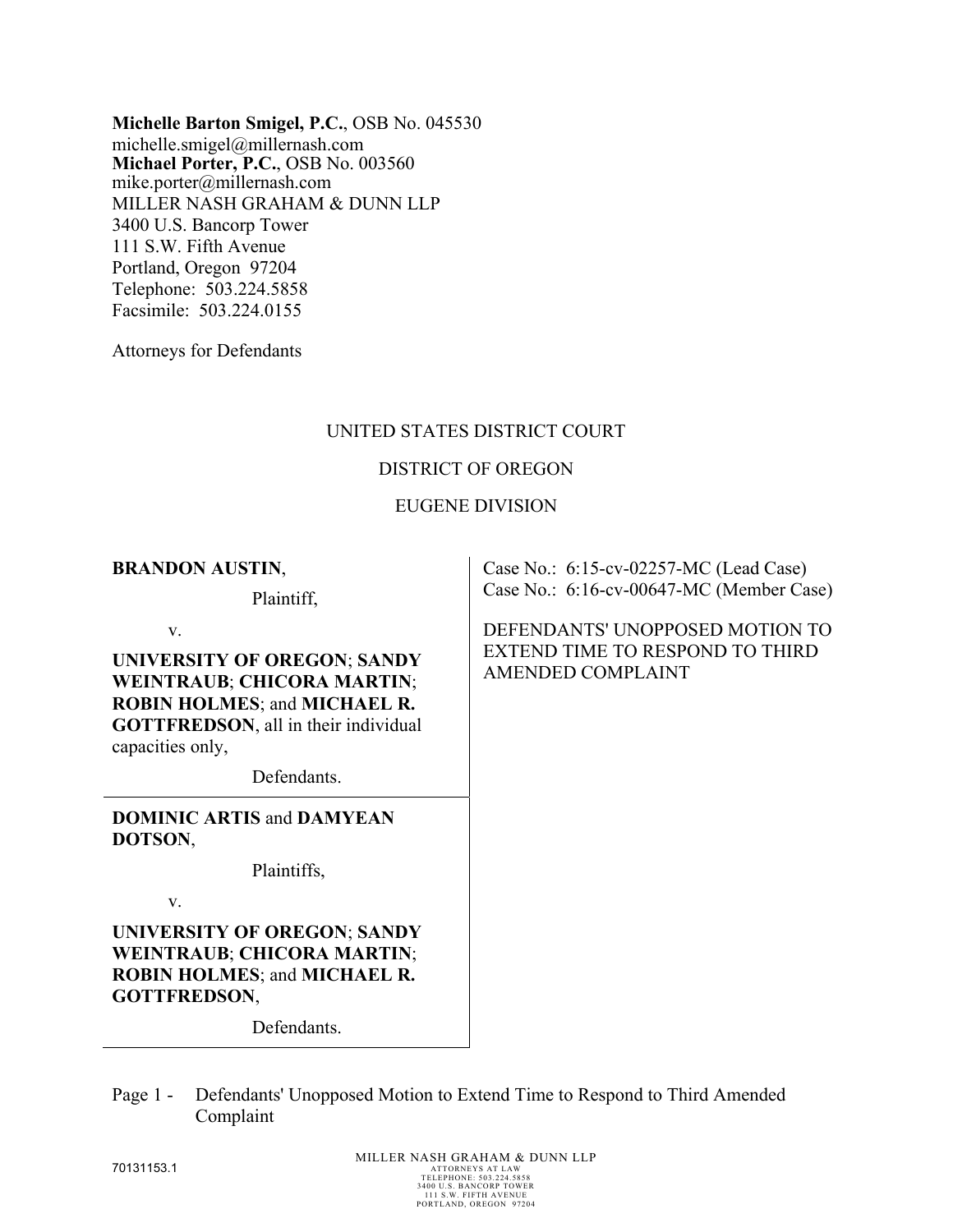**Michelle Barton Smigel, P.C.**, OSB No. 045530
michelle.smigel@millernash.com
**Michael Porter, P.C.**, OSB No. 003560
mike.porter@millernash.com
MILLER NASH GRAHAM & DUNN LLP
3400 U.S. Bancorp Tower
111 S.W. Fifth Avenue
Portland, Oregon 97204
Telephone: 503.224.5858
Facsimile: 503.224.0155

Attorneys for Defendants

UNITED STATES DISTRICT COURT

DISTRICT OF OREGON

EUGENE DIVISION

**BRANDON AUSTIN**,

Plaintiff,

v.

**UNIVERSITY OF OREGON**; **SANDY WEINTRAUB**; **CHICORA MARTIN**; **ROBIN HOLMES**; and **MICHAEL R. GOTTFREDSON**, all in their individual capacities only,

Defendants.

**DOMINIC ARTIS** and **DAMYEAN DOTSON**,

Plaintiffs,

v.

**UNIVERSITY OF OREGON**; **SANDY WEINTRAUB**; **CHICORA MARTIN**; **ROBIN HOLMES**; and **MICHAEL R. GOTTFREDSON**,

Defendants.

Case No.: 6:15-cv-02257-MC (Lead Case)
Case No.: 6:16-cv-00647-MC (Member Case)

DEFENDANTS' UNOPPOSED MOTION TO EXTEND TIME TO RESPOND TO THIRD AMENDED COMPLAINT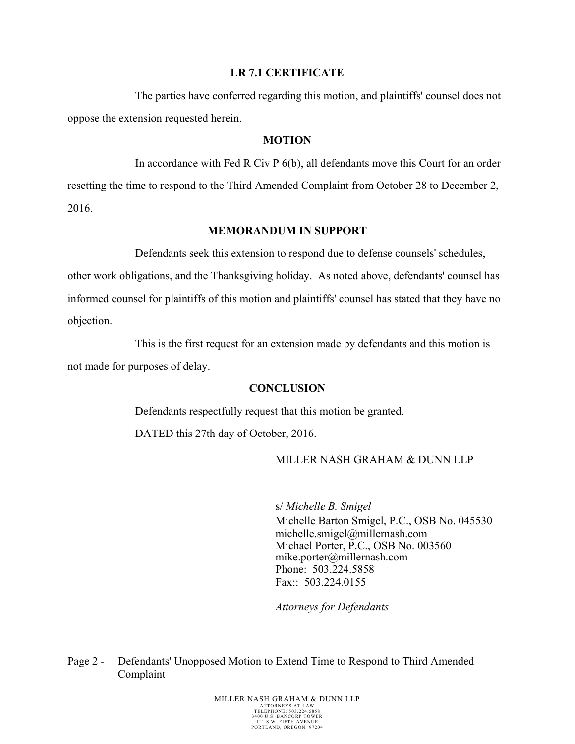## LR 7.1 CERTIFICATE

The parties have conferred regarding this motion, and plaintiffs' counsel does not oppose the extension requested herein.

## MOTION

In accordance with Fed R Civ P 6(b), all defendants move this Court for an order resetting the time to respond to the Third Amended Complaint from October 28 to December 2, 2016.

## MEMORANDUM IN SUPPORT

Defendants seek this extension to respond due to defense counsels' schedules, other work obligations, and the Thanksgiving holiday. As noted above, defendants' counsel has informed counsel for plaintiffs of this motion and plaintiffs' counsel has stated that they have no objection.

This is the first request for an extension made by defendants and this motion is not made for purposes of delay.

## CONCLUSION

Defendants respectfully request that this motion be granted.

DATED this 27th day of October, 2016.

MILLER NASH GRAHAM & DUNN LLP

s/ *Michelle B. Smigel*
Michelle Barton Smigel, P.C., OSB No. 045530
michelle.smigel@millernash.com
Michael Porter, P.C., OSB No. 003560
mike.porter@millernash.com
Phone: 503.224.5858
Fax:: 503.224.0155

*Attorneys for Defendants*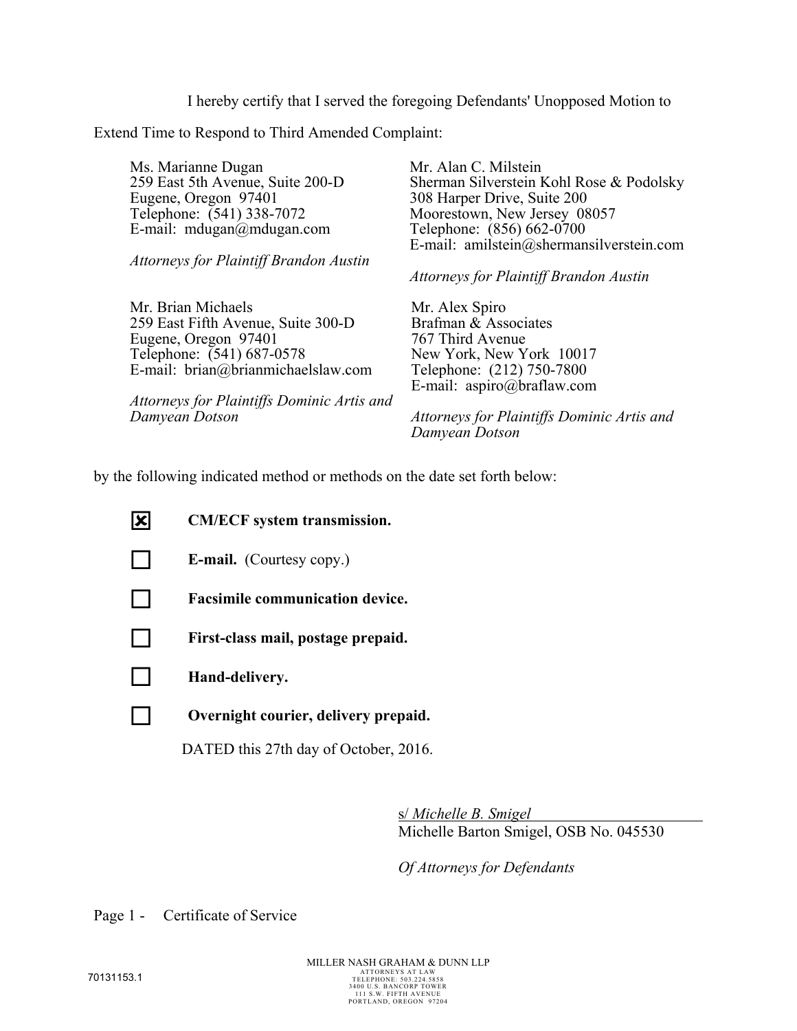I hereby certify that I served the foregoing Defendants' Unopposed Motion to Extend Time to Respond to Third Amended Complaint:

Ms. Marianne Dugan
259 East 5th Avenue, Suite 200-D
Eugene, Oregon 97401
Telephone: (541) 338-7072
E-mail: mdugan@mdugan.com

*Attorneys for Plaintiff Brandon Austin*

Mr. Alan C. Milstein
Sherman Silverstein Kohl Rose & Podolsky
308 Harper Drive, Suite 200
Moorestown, New Jersey 08057
Telephone: (856) 662-0700
E-mail: amilstein@shermansilverstein.com

*Attorneys for Plaintiff Brandon Austin*

Mr. Brian Michaels
259 East Fifth Avenue, Suite 300-D
Eugene, Oregon 97401
Telephone: (541) 687-0578
E-mail: brian@brianmichaelslaw.com

*Attorneys for Plaintiffs Dominic Artis and Damyean Dotson*

Mr. Alex Spiro
Brafman & Associates
767 Third Avenue
New York, New York 10017
Telephone: (212) 750-7800
E-mail: aspiro@braflaw.com

*Attorneys for Plaintiffs Dominic Artis and Damyean Dotson*

by the following indicated method or methods on the date set forth below:

- [x] **CM/ECF system transmission.**
- [ ] **E-mail.** (Courtesy copy.)
- [ ] **Facsimile communication device.**
- [ ] **First-class mail, postage prepaid.**
- [ ] **Hand-delivery.**
- [ ] **Overnight courier, delivery prepaid.**

DATED this 27th day of October, 2016.

s/ *Michelle B. Smigel*
Michelle Barton Smigel, OSB No. 045530

*Of Attorneys for Defendants*

Page 1 - Certificate of Service

70131153.1

MILLER NASH GRAHAM & DUNN LLP
ATTORNEYS AT LAW
TELEPHONE: 503.224.5858
3400 U.S. BANCORP TOWER
111 S.W. FIFTH AVENUE
PORTLAND, OREGON 97204